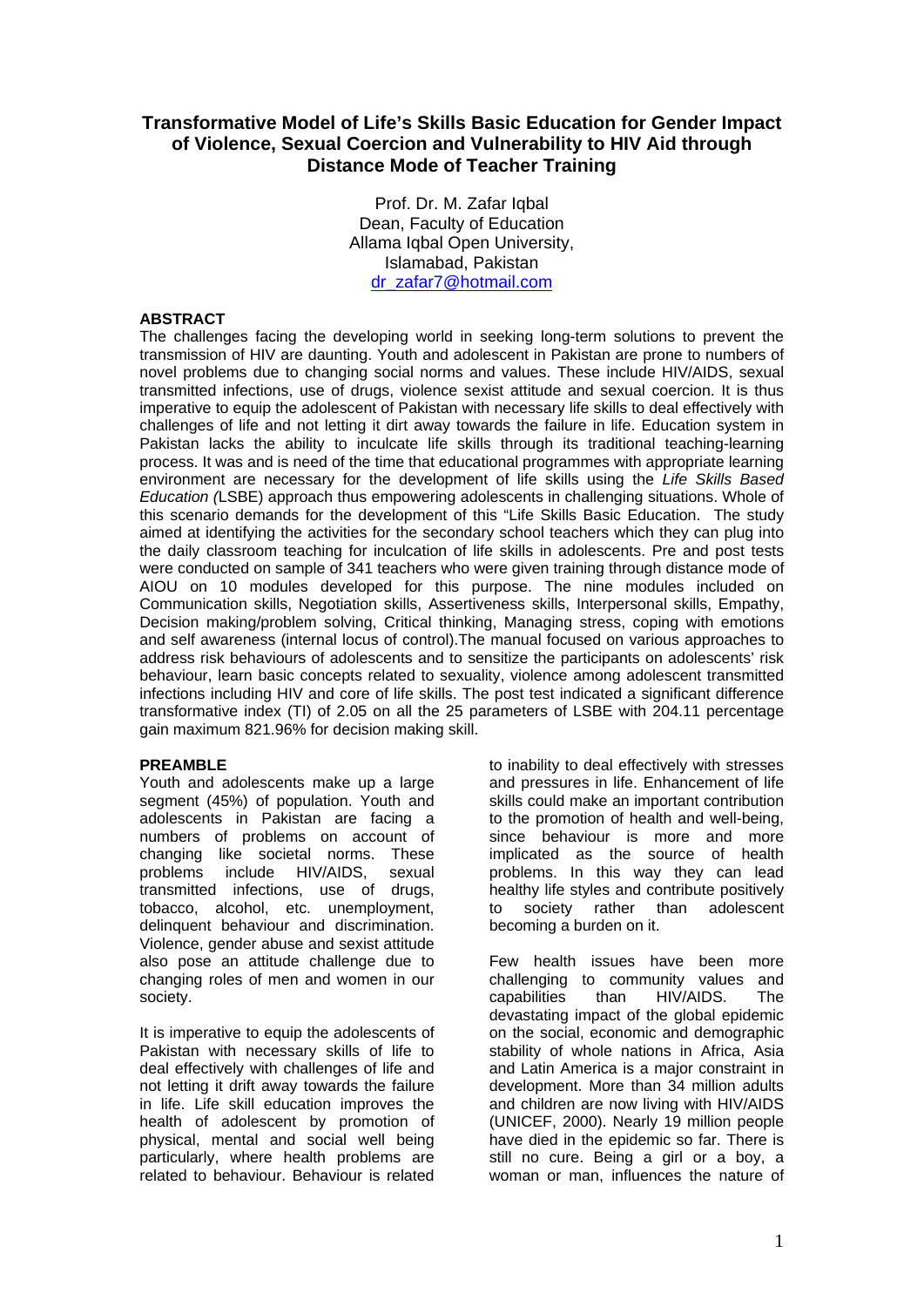# Transformative Model of Life's Skills Basic Education for Gender Impact of Violence, Sexual Coercion and Vulnerability to HIV Aid through Distance Mode of Teacher Training

Prof. Dr. M. Zafar Iqbal
Dean, Faculty of Education
Allama Iqbal Open University,
Islamabad, Pakistan
dr_zafar7@hotmail.com

## ABSTRACT

The challenges facing the developing world in seeking long-term solutions to prevent the transmission of HIV are daunting. Youth and adolescent in Pakistan are prone to numbers of novel problems due to changing social norms and values. These include HIV/AIDS, sexual transmitted infections, use of drugs, violence sexist attitude and sexual coercion. It is thus imperative to equip the adolescent of Pakistan with necessary life skills to deal effectively with challenges of life and not letting it dirt away towards the failure in life. Education system in Pakistan lacks the ability to inculcate life skills through its traditional teaching-learning process. It was and is need of the time that educational programmes with appropriate learning environment are necessary for the development of life skills using the *Life Skills Based Education (*LSBE) approach thus empowering adolescents in challenging situations. Whole of this scenario demands for the development of this "Life Skills Basic Education. The study aimed at identifying the activities for the secondary school teachers which they can plug into the daily classroom teaching for inculcation of life skills in adolescents. Pre and post tests were conducted on sample of 341 teachers who were given training through distance mode of AIOU on 10 modules developed for this purpose. The nine modules included on Communication skills, Negotiation skills, Assertiveness skills, Interpersonal skills, Empathy, Decision making/problem solving, Critical thinking, Managing stress, coping with emotions and self awareness (internal locus of control).The manual focused on various approaches to address risk behaviours of adolescents and to sensitize the participants on adolescents' risk behaviour, learn basic concepts related to sexuality, violence among adolescent transmitted infections including HIV and core of life skills. The post test indicated a significant difference transformative index (TI) of 2.05 on all the 25 parameters of LSBE with 204.11 percentage gain maximum 821.96% for decision making skill.

## PREAMBLE

Youth and adolescents make up a large segment (45%) of population. Youth and adolescents in Pakistan are facing a numbers of problems on account of changing like societal norms. These problems include HIV/AIDS, sexual transmitted infections, use of drugs, tobacco, alcohol, etc. unemployment, delinquent behaviour and discrimination. Violence, gender abuse and sexist attitude also pose an attitude challenge due to changing roles of men and women in our society.

It is imperative to equip the adolescents of Pakistan with necessary skills of life to deal effectively with challenges of life and not letting it drift away towards the failure in life. Life skill education improves the health of adolescent by promotion of physical, mental and social well being particularly, where health problems are related to behaviour. Behaviour is related to inability to deal effectively with stresses and pressures in life. Enhancement of life skills could make an important contribution to the promotion of health and well-being, since behaviour is more and more implicated as the source of health problems. In this way they can lead healthy life styles and contribute positively to society rather than adolescent becoming a burden on it.

Few health issues have been more challenging to community values and capabilities than HIV/AIDS. The devastating impact of the global epidemic on the social, economic and demographic stability of whole nations in Africa, Asia and Latin America is a major constraint in development. More than 34 million adults and children are now living with HIV/AIDS (UNICEF, 2000). Nearly 19 million people have died in the epidemic so far. There is still no cure. Being a girl or a boy, a woman or man, influences the nature of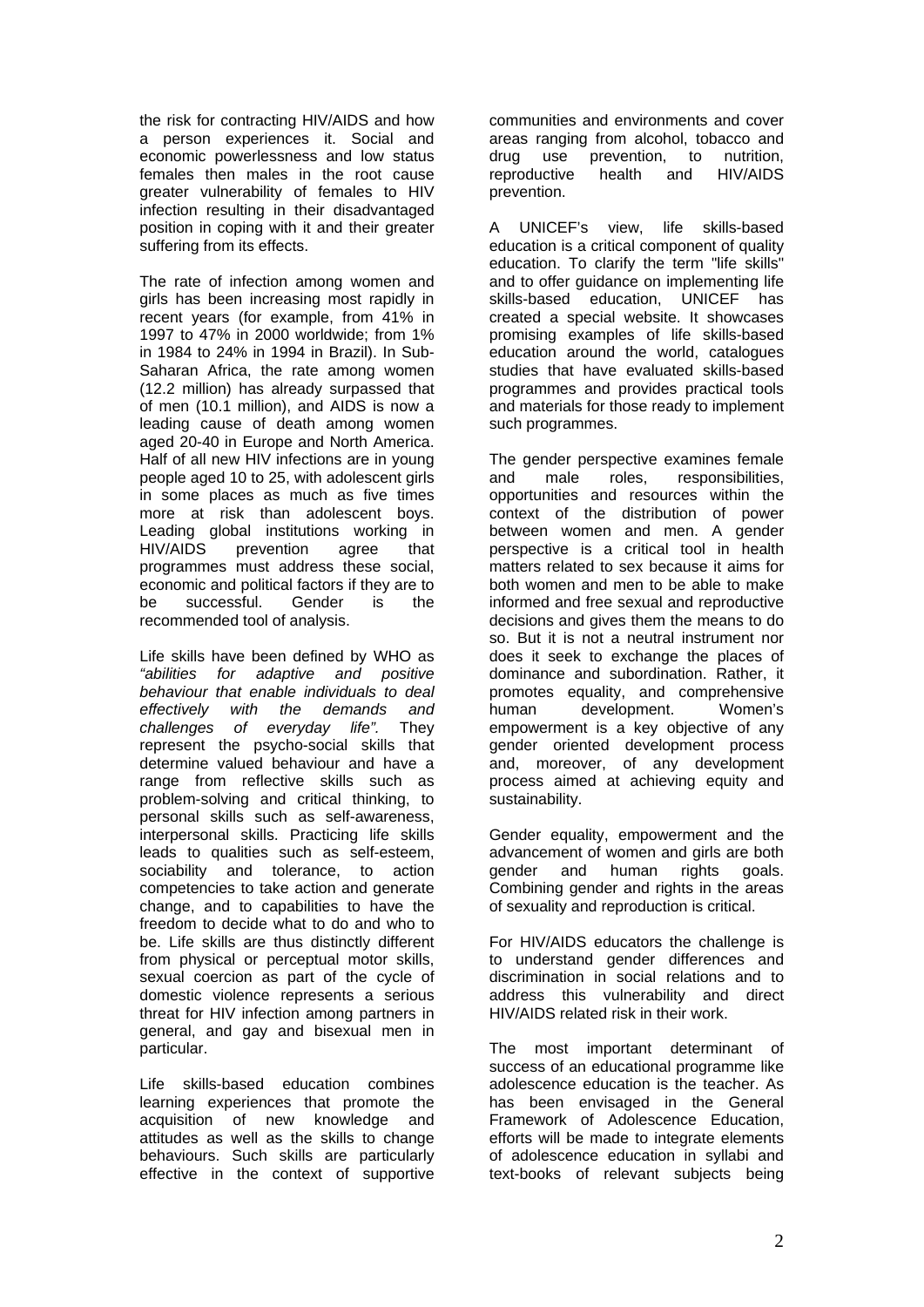the risk for contracting HIV/AIDS and how a person experiences it. Social and economic powerlessness and low status females then males in the root cause greater vulnerability of females to HIV infection resulting in their disadvantaged position in coping with it and their greater suffering from its effects.

The rate of infection among women and girls has been increasing most rapidly in recent years (for example, from 41% in 1997 to 47% in 2000 worldwide; from 1% in 1984 to 24% in 1994 in Brazil). In Sub-Saharan Africa, the rate among women (12.2 million) has already surpassed that of men (10.1 million), and AIDS is now a leading cause of death among women aged 20-40 in Europe and North America. Half of all new HIV infections are in young people aged 10 to 25, with adolescent girls in some places as much as five times more at risk than adolescent boys. Leading global institutions working in HIV/AIDS prevention agree that programmes must address these social, economic and political factors if they are to be successful. Gender is the recommended tool of analysis.

Life skills have been defined by WHO as *"abilities for adaptive and positive behaviour that enable individuals to deal effectively with the demands and challenges of everyday life".* They represent the psycho-social skills that determine valued behaviour and have a range from reflective skills such as problem-solving and critical thinking, to personal skills such as self-awareness, interpersonal skills. Practicing life skills leads to qualities such as self-esteem, sociability and tolerance, to action competencies to take action and generate change, and to capabilities to have the freedom to decide what to do and who to be. Life skills are thus distinctly different from physical or perceptual motor skills, sexual coercion as part of the cycle of domestic violence represents a serious threat for HIV infection among partners in general, and gay and bisexual men in particular.

Life skills-based education combines learning experiences that promote the acquisition of new knowledge and attitudes as well as the skills to change behaviours. Such skills are particularly effective in the context of supportive communities and environments and cover areas ranging from alcohol, tobacco and drug use prevention, to nutrition, reproductive health and HIV/AIDS prevention.

A UNICEF's view, life skills-based education is a critical component of quality education. To clarify the term "life skills" and to offer guidance on implementing life skills-based education, UNICEF has created a special website. It showcases promising examples of life skills-based education around the world, catalogues studies that have evaluated skills-based programmes and provides practical tools and materials for those ready to implement such programmes.

The gender perspective examines female and male roles, responsibilities, opportunities and resources within the context of the distribution of power between women and men. A gender perspective is a critical tool in health matters related to sex because it aims for both women and men to be able to make informed and free sexual and reproductive decisions and gives them the means to do so. But it is not a neutral instrument nor does it seek to exchange the places of dominance and subordination. Rather, it promotes equality, and comprehensive human development. Women's empowerment is a key objective of any gender oriented development process and, moreover, of any development process aimed at achieving equity and sustainability.

Gender equality, empowerment and the advancement of women and girls are both gender and human rights goals. Combining gender and rights in the areas of sexuality and reproduction is critical.

For HIV/AIDS educators the challenge is to understand gender differences and discrimination in social relations and to address this vulnerability and direct HIV/AIDS related risk in their work.

The most important determinant of success of an educational programme like adolescence education is the teacher. As has been envisaged in the General Framework of Adolescence Education, efforts will be made to integrate elements of adolescence education in syllabi and text-books of relevant subjects being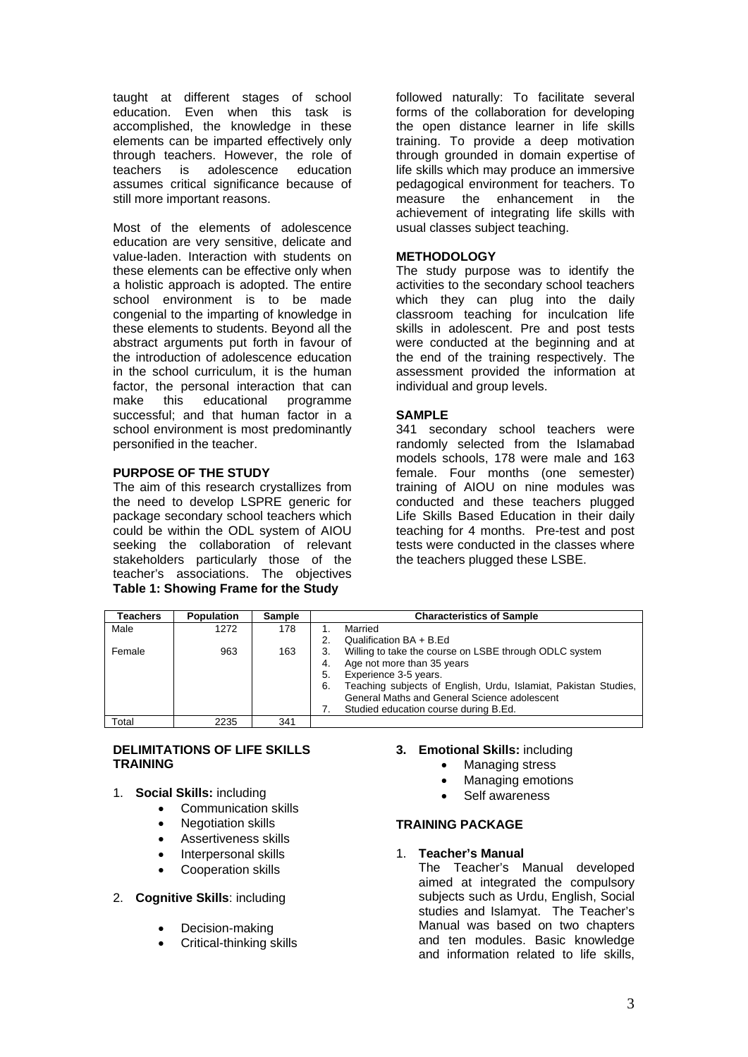taught at different stages of school education. Even when this task is accomplished, the knowledge in these elements can be imparted effectively only through teachers. However, the role of teachers is adolescence education assumes critical significance because of still more important reasons.

Most of the elements of adolescence education are very sensitive, delicate and value-laden. Interaction with students on these elements can be effective only when a holistic approach is adopted. The entire school environment is to be made congenial to the imparting of knowledge in these elements to students. Beyond all the abstract arguments put forth in favour of the introduction of adolescence education in the school curriculum, it is the human factor, the personal interaction that can make this educational programme successful; and that human factor in a school environment is most predominantly personified in the teacher.

**PURPOSE OF THE STUDY**

The aim of this research crystallizes from the need to develop LSPRE generic for package secondary school teachers which could be within the ODL system of AIOU seeking the collaboration of relevant stakeholders particularly those of the teacher's associations. The objectives followed naturally: To facilitate several forms of the collaboration for developing the open distance learner in life skills training. To provide a deep motivation through grounded in domain expertise of life skills which may produce an immersive pedagogical environment for teachers. To measure the enhancement in the achievement of integrating life skills with usual classes subject teaching.

**METHODOLOGY**

The study purpose was to identify the activities to the secondary school teachers which they can plug into the daily classroom teaching for inculcation life skills in adolescent. Pre and post tests were conducted at the beginning and at the end of the training respectively. The assessment provided the information at individual and group levels.

**SAMPLE**

341 secondary school teachers were randomly selected from the Islamabad models schools, 178 were male and 163 female. Four months (one semester) training of AIOU on nine modules was conducted and these teachers plugged Life Skills Based Education in their daily teaching for 4 months. Pre-test and post tests were conducted in the classes where the teachers plugged these LSBE.

**Table 1: Showing Frame for the Study**

| Teachers | Population | Sample | Characteristics of Sample |
|---|---|---|---|
| Male | 1272 | 178 | 1. Married<br>2. Qualification BA + B.Ed |
| Female | 963 | 163 | 3. Willing to take the course on LSBE through ODLC system<br>4. Age not more than 35 years<br>5. Experience 3-5 years.<br>6. Teaching subjects of English, Urdu, Islamiat, Pakistan Studies, General Maths and General Science adolescent<br>7. Studied education course during B.Ed. |
| Total | 2235 | 341 | |

**DELIMITATIONS OF LIFE SKILLS TRAINING**

1. **Social Skills:** including
   - Communication skills
   - Negotiation skills
   - Assertiveness skills
   - Interpersonal skills
   - Cooperation skills
2. **Cognitive Skills**: including
   - Decision-making
   - Critical-thinking skills
3. **Emotional Skills:** including
   - Managing stress
   - Managing emotions
   - Self awareness

**TRAINING PACKAGE**

1. **Teacher's Manual**

   The Teacher's Manual developed aimed at integrated the compulsory subjects such as Urdu, English, Social studies and Islamyat. The Teacher's Manual was based on two chapters and ten modules. Basic knowledge and information related to life skills,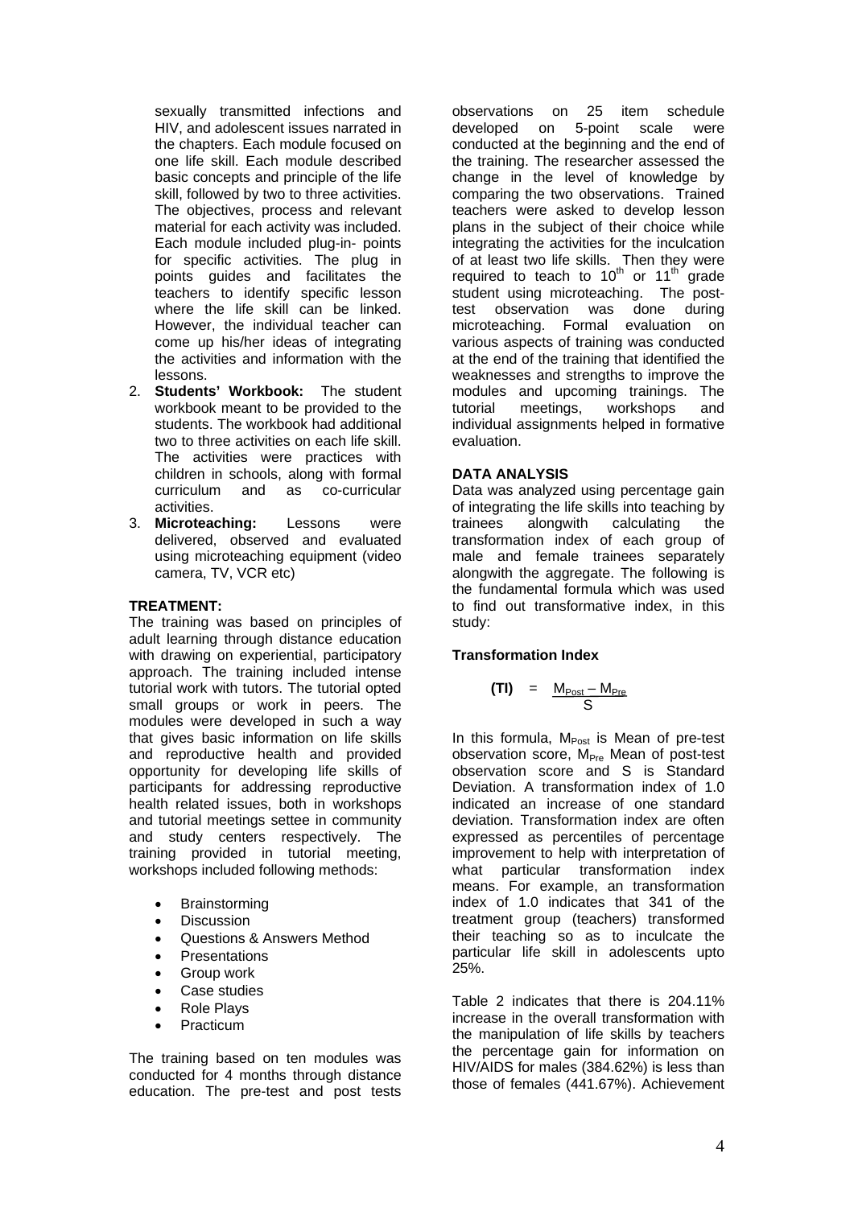sexually transmitted infections and HIV, and adolescent issues narrated in the chapters. Each module focused on one life skill. Each module described basic concepts and principle of the life skill, followed by two to three activities. The objectives, process and relevant material for each activity was included. Each module included plug-in- points for specific activities. The plug in points guides and facilitates the teachers to identify specific lesson where the life skill can be linked. However, the individual teacher can come up his/her ideas of integrating the activities and information with the lessons.

2. **Students' Workbook:** The student workbook meant to be provided to the students. The workbook had additional two to three activities on each life skill. The activities were practices with children in schools, along with formal curriculum and as co-curricular activities.
3. **Microteaching:** Lessons were delivered, observed and evaluated using microteaching equipment (video camera, TV, VCR etc)

**TREATMENT:**

The training was based on principles of adult learning through distance education with drawing on experiential, participatory approach. The training included intense tutorial work with tutors. The tutorial opted small groups or work in peers. The modules were developed in such a way that gives basic information on life skills and reproductive health and provided opportunity for developing life skills of participants for addressing reproductive health related issues, both in workshops and tutorial meetings settee in community and study centers respectively. The training provided in tutorial meeting, workshops included following methods:

- Brainstorming
- Discussion
- Questions & Answers Method
- Presentations
- Group work
- Case studies
- Role Plays
- Practicum

The training based on ten modules was conducted for 4 months through distance education. The pre-test and post tests observations on 25 item schedule developed on 5-point scale were conducted at the beginning and the end of the training. The researcher assessed the change in the level of knowledge by comparing the two observations. Trained teachers were asked to develop lesson plans in the subject of their choice while integrating the activities for the inculcation of at least two life skills. Then they were required to teach to 10th or 11th grade student using microteaching. The post-test observation was done during microteaching. Formal evaluation on various aspects of training was conducted at the end of the training that identified the weaknesses and strengths to improve the modules and upcoming trainings. The tutorial meetings, workshops and individual assignments helped in formative evaluation.

**DATA ANALYSIS**

Data was analyzed using percentage gain of integrating the life skills into teaching by trainees alongwith calculating the transformation index of each group of male and female trainees separately alongwith the aggregate. The following is the fundamental formula which was used to find out transformative index, in this study:

**Transformation Index**

$$\textbf{(TI)} = \frac{M_{Post} - M_{Pre}}{S}$$

In this formula, $M_{Post}$ is Mean of pre-test observation score, $M_{Pre}$ Mean of post-test observation score and S is Standard Deviation. A transformation index of 1.0 indicated an increase of one standard deviation. Transformation index are often expressed as percentiles of percentage improvement to help with interpretation of what particular transformation index means. For example, an transformation index of 1.0 indicates that 341 of the treatment group (teachers) transformed their teaching so as to inculcate the particular life skill in adolescents upto 25%.

Table 2 indicates that there is 204.11% increase in the overall transformation with the manipulation of life skills by teachers the percentage gain for information on HIV/AIDS for males (384.62%) is less than those of females (441.67%). Achievement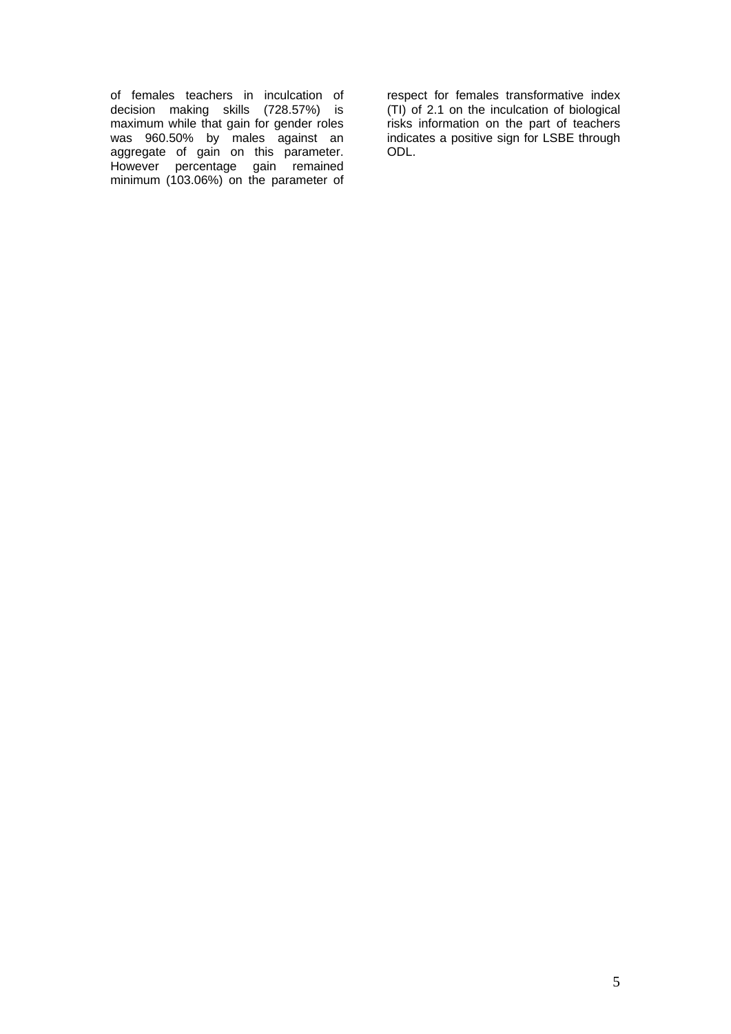of females teachers in inculcation of decision making skills (728.57%) is maximum while that gain for gender roles was 960.50% by males against an aggregate of gain on this parameter. However percentage gain remained minimum (103.06%) on the parameter of respect for females transformative index (TI) of 2.1 on the inculcation of biological risks information on the part of teachers indicates a positive sign for LSBE through ODL.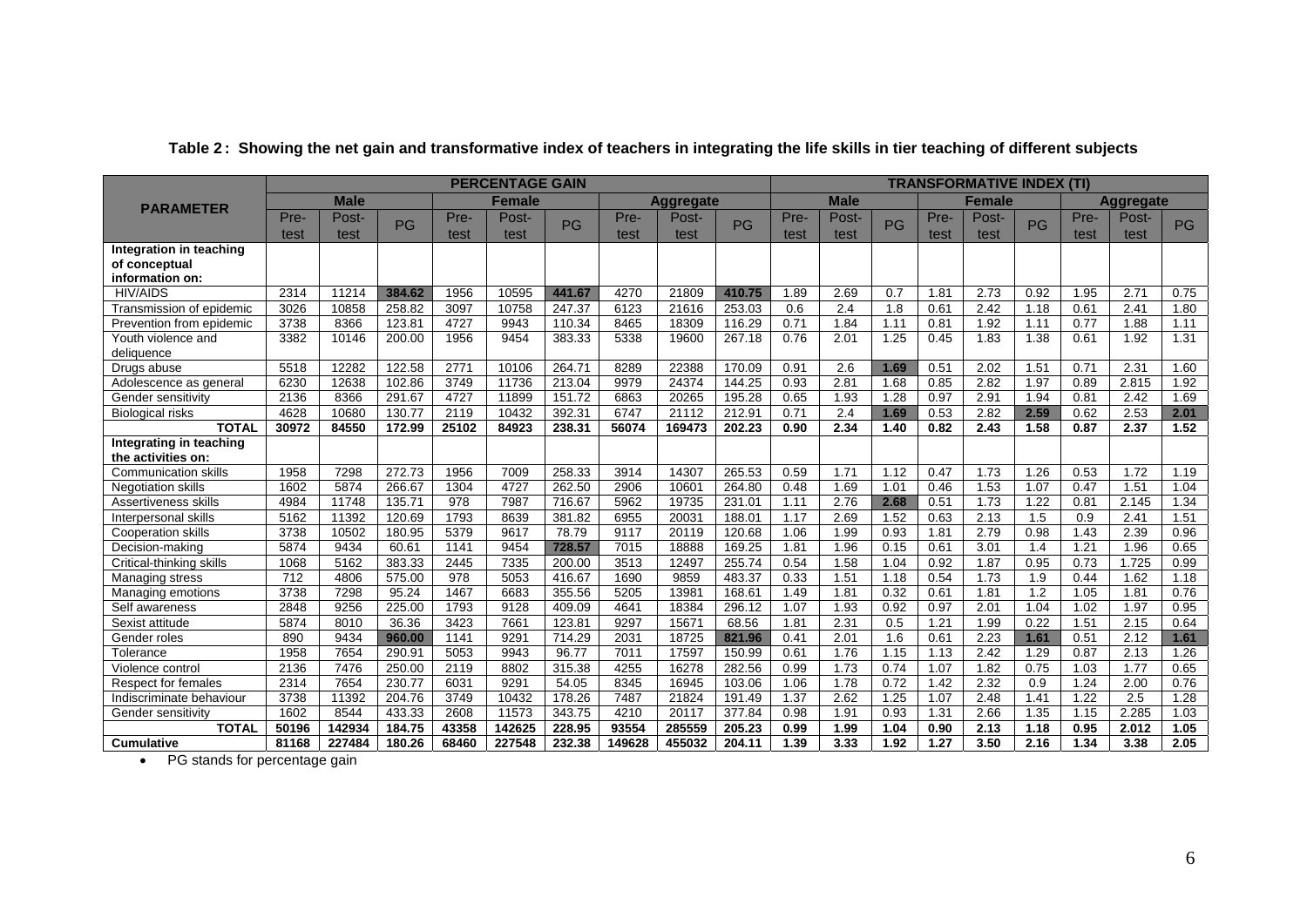**Table 2 : Showing the net gain and transformative index of teachers in integrating the life skills in tier teaching of different subjects**

| PARAMETER | PERCENTAGE GAIN | | | | | | | | | TRANSFORMATIVE INDEX (TI) | | | | | | | | |
|---|---|---|---|---|---|---|---|---|---|---|---|---|---|---|---|---|---|---|
| | Male | | | Female | | | Aggregate | | | Male | | | Female | | | Aggregate | | |
| | Pre-test | Post-test | PG | Pre-test | Post-test | PG | Pre-test | Post-test | PG | Pre-test | Post-test | PG | Pre-test | Post-test | PG | Pre-test | Post-test | PG |
| **Integration in teaching of conceptual information on:** | | | | | | | | | | | | | | | | | | |
| HIV/AIDS | 2314 | 11214 | 384.62 | 1956 | 10595 | 441.67 | 4270 | 21809 | 410.75 | 1.89 | 2.69 | 0.7 | 1.81 | 2.73 | 0.92 | 1.95 | 2.71 | 0.75 |
| Transmission of epidemic | 3026 | 10858 | 258.82 | 3097 | 10758 | 247.37 | 6123 | 21616 | 253.03 | 0.6 | 2.4 | 1.8 | 0.61 | 2.42 | 1.18 | 0.61 | 2.41 | 1.80 |
| Prevention from epidemic | 3738 | 8366 | 123.81 | 4727 | 9943 | 110.34 | 8465 | 18309 | 116.29 | 0.71 | 1.84 | 1.11 | 0.81 | 1.92 | 1.11 | 0.77 | 1.88 | 1.11 |
| Youth violence and deliquence | 3382 | 10146 | 200.00 | 1956 | 9454 | 383.33 | 5338 | 19600 | 267.18 | 0.76 | 2.01 | 1.25 | 0.45 | 1.83 | 1.38 | 0.61 | 1.92 | 1.31 |
| Drugs abuse | 5518 | 12282 | 122.58 | 2771 | 10106 | 264.71 | 8289 | 22388 | 170.09 | 0.91 | 2.6 | 1.69 | 0.51 | 2.02 | 1.51 | 0.71 | 2.31 | 1.60 |
| Adolescence as general | 6230 | 12638 | 102.86 | 3749 | 11736 | 213.04 | 9979 | 24374 | 144.25 | 0.93 | 2.81 | 1.68 | 0.85 | 2.82 | 1.97 | 0.89 | 2.815 | 1.92 |
| Gender sensitivity | 2136 | 8366 | 291.67 | 4727 | 11899 | 151.72 | 6863 | 20265 | 195.28 | 0.65 | 1.93 | 1.28 | 0.97 | 2.91 | 1.94 | 0.81 | 2.42 | 1.69 |
| Biological risks | 4628 | 10680 | 130.77 | 2119 | 10432 | 392.31 | 6747 | 21112 | 212.91 | 0.71 | 2.4 | 1.69 | 0.53 | 2.82 | 2.59 | 0.62 | 2.53 | 2.01 |
| **TOTAL** | **30972** | **84550** | **172.99** | **25102** | **84923** | **238.31** | **56074** | **169473** | **202.23** | **0.90** | **2.34** | **1.40** | **0.82** | **2.43** | **1.58** | **0.87** | **2.37** | **1.52** |
| **Integrating in teaching the activities on:** | | | | | | | | | | | | | | | | | | |
| Communication skills | 1958 | 7298 | 272.73 | 1956 | 7009 | 258.33 | 3914 | 14307 | 265.53 | 0.59 | 1.71 | 1.12 | 0.47 | 1.73 | 1.26 | 0.53 | 1.72 | 1.19 |
| Negotiation skills | 1602 | 5874 | 266.67 | 1304 | 4727 | 262.50 | 2906 | 10601 | 264.80 | 0.48 | 1.69 | 1.01 | 0.46 | 1.53 | 1.07 | 0.47 | 1.51 | 1.04 |
| Assertiveness skills | 4984 | 11748 | 135.71 | 978 | 7987 | 716.67 | 5962 | 19735 | 231.01 | 1.11 | 2.76 | 2.68 | 0.51 | 1.73 | 1.22 | 0.81 | 2.145 | 1.34 |
| Interpersonal skills | 5162 | 11392 | 120.69 | 1793 | 8639 | 381.82 | 6955 | 20031 | 188.01 | 1.17 | 2.69 | 1.52 | 0.63 | 2.13 | 1.5 | 0.9 | 2.41 | 1.51 |
| Cooperation skills | 3738 | 10502 | 180.95 | 5379 | 9617 | 78.79 | 9117 | 20119 | 120.68 | 1.06 | 1.99 | 0.93 | 1.81 | 2.79 | 0.98 | 1.43 | 2.39 | 0.96 |
| Decision-making | 5874 | 9434 | 60.61 | 1141 | 9454 | 728.57 | 7015 | 18888 | 169.25 | 1.81 | 1.96 | 0.15 | 0.61 | 3.01 | 1.4 | 1.21 | 1.96 | 0.65 |
| Critical-thinking skills | 1068 | 5162 | 383.33 | 2445 | 7335 | 200.00 | 3513 | 12497 | 255.74 | 0.54 | 1.58 | 1.04 | 0.92 | 1.87 | 0.95 | 0.73 | 1.725 | 0.99 |
| Managing stress | 712 | 4806 | 575.00 | 978 | 5053 | 416.67 | 1690 | 9859 | 483.37 | 0.33 | 1.51 | 1.18 | 0.54 | 1.73 | 1.9 | 0.44 | 1.62 | 1.18 |
| Managing emotions | 3738 | 7298 | 95.24 | 1467 | 6683 | 355.56 | 5205 | 13981 | 168.61 | 1.49 | 1.81 | 0.32 | 0.61 | 1.81 | 1.2 | 1.05 | 1.81 | 0.76 |
| Self awareness | 2848 | 9256 | 225.00 | 1793 | 9128 | 409.09 | 4641 | 18384 | 296.12 | 1.07 | 1.93 | 0.92 | 0.97 | 2.01 | 1.04 | 1.02 | 1.97 | 0.95 |
| Sexist attitude | 5874 | 8010 | 36.36 | 3423 | 7661 | 123.81 | 9297 | 15671 | 68.56 | 1.81 | 2.31 | 0.5 | 1.21 | 1.99 | 0.22 | 1.51 | 2.15 | 0.64 |
| Gender roles | 890 | 9434 | 960.00 | 1141 | 9291 | 714.29 | 2031 | 18725 | 821.96 | 0.41 | 2.01 | 1.6 | 0.61 | 2.23 | 1.61 | 0.51 | 2.12 | 1.61 |
| Tolerance | 1958 | 7654 | 290.91 | 5053 | 9943 | 96.77 | 7011 | 17597 | 150.99 | 0.61 | 1.76 | 1.15 | 1.13 | 2.42 | 1.29 | 0.87 | 2.13 | 1.26 |
| Violence control | 2136 | 7476 | 250.00 | 2119 | 8802 | 315.38 | 4255 | 16278 | 282.56 | 0.99 | 1.73 | 0.74 | 1.07 | 1.82 | 0.75 | 1.03 | 1.77 | 0.65 |
| Respect for females | 2314 | 7654 | 230.77 | 6031 | 9291 | 54.05 | 8345 | 16945 | 103.06 | 1.06 | 1.78 | 0.72 | 1.42 | 2.32 | 0.9 | 1.24 | 2.00 | 0.76 |
| Indiscriminate behaviour | 3738 | 11392 | 204.76 | 3749 | 10432 | 178.26 | 7487 | 21824 | 191.49 | 1.37 | 2.62 | 1.25 | 1.07 | 2.48 | 1.41 | 1.22 | 2.5 | 1.28 |
| Gender sensitivity | 1602 | 8544 | 433.33 | 2608 | 11573 | 343.75 | 4210 | 20117 | 377.84 | 0.98 | 1.91 | 0.93 | 1.31 | 2.66 | 1.35 | 1.15 | 2.285 | 1.03 |
| **TOTAL** | **50196** | **142934** | **184.75** | **43358** | **142625** | **228.95** | **93554** | **285559** | **205.23** | **0.99** | **1.99** | **1.04** | **0.90** | **2.13** | **1.18** | **0.95** | **2.012** | **1.05** |
| **Cumulative** | **81168** | **227484** | **180.26** | **68460** | **227548** | **232.38** | **149628** | **455032** | **204.11** | **1.39** | **3.33** | **1.92** | **1.27** | **3.50** | **2.16** | **1.34** | **3.38** | **2.05** |

- PG stands for percentage gain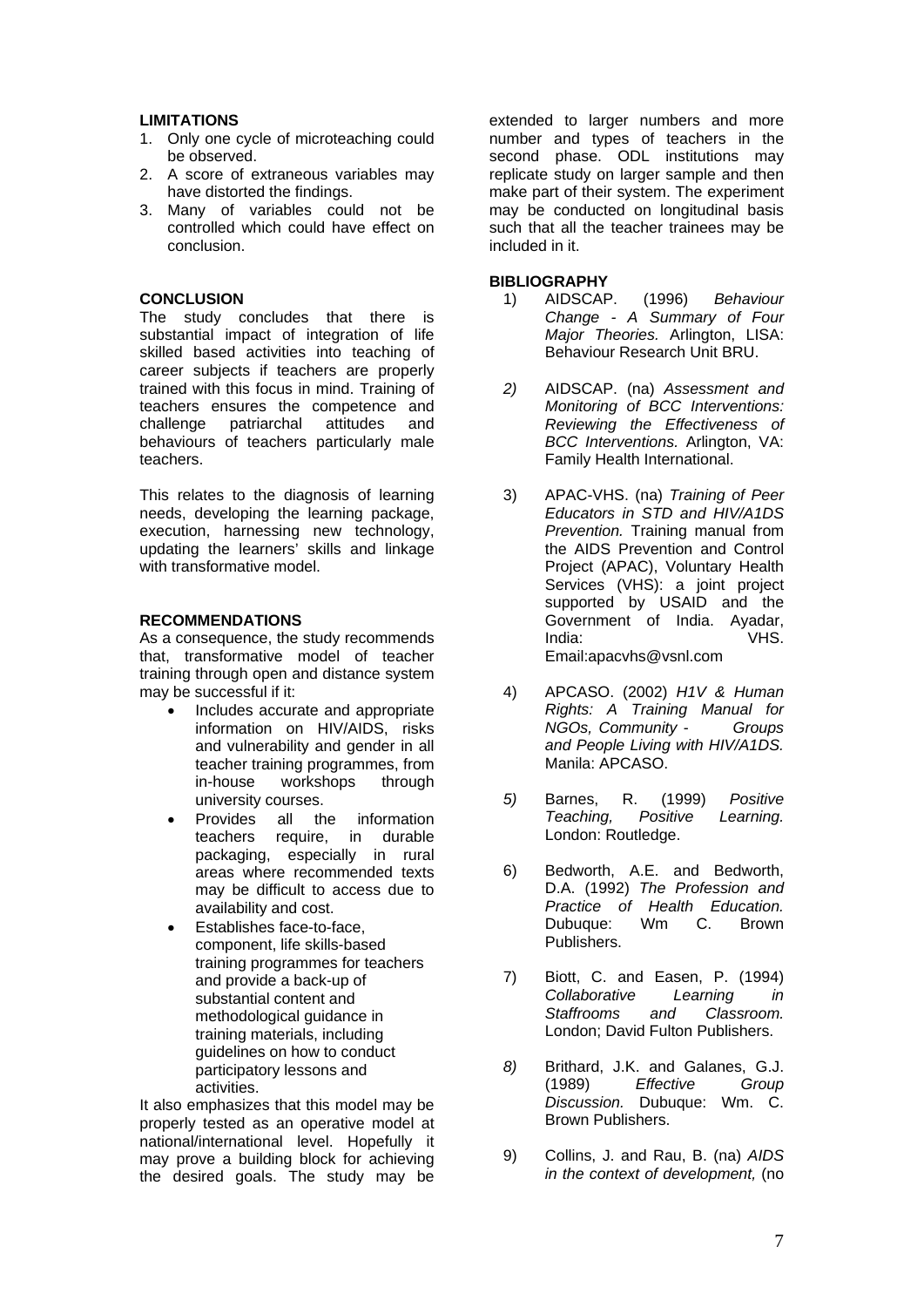## LIMITATIONS

1. Only one cycle of microteaching could be observed.
2. A score of extraneous variables may have distorted the findings.
3. Many of variables could not be controlled which could have effect on conclusion.

## CONCLUSION

The study concludes that there is substantial impact of integration of life skilled based activities into teaching of career subjects if teachers are properly trained with this focus in mind. Training of teachers ensures the competence and challenge patriarchal attitudes and behaviours of teachers particularly male teachers.

This relates to the diagnosis of learning needs, developing the learning package, execution, harnessing new technology, updating the learners' skills and linkage with transformative model.

## RECOMMENDATIONS

As a consequence, the study recommends that, transformative model of teacher training through open and distance system may be successful if it:

- Includes accurate and appropriate information on HIV/AIDS, risks and vulnerability and gender in all teacher training programmes, from in-house workshops through university courses.
- Provides all the information teachers require, in durable packaging, especially in rural areas where recommended texts may be difficult to access due to availability and cost.
- Establishes face-to-face, component, life skills-based training programmes for teachers and provide a back-up of substantial content and methodological guidance in training materials, including guidelines on how to conduct participatory lessons and activities.

It also emphasizes that this model may be properly tested as an operative model at national/international level. Hopefully it may prove a building block for achieving the desired goals. The study may be extended to larger numbers and more number and types of teachers in the second phase. ODL institutions may replicate study on larger sample and then make part of their system. The experiment may be conducted on longitudinal basis such that all the teacher trainees may be included in it.

## BIBLIOGRAPHY

1) AIDSCAP. (1996) *Behaviour Change - A Summary of Four Major Theories.* Arlington, LISA: Behaviour Research Unit BRU.

2) AIDSCAP. (na) *Assessment and Monitoring of BCC Interventions: Reviewing the Effectiveness of BCC Interventions.* Arlington, VA: Family Health International.

3) APAC-VHS. (na) *Training of Peer Educators in STD and HIV/A1DS Prevention.* Training manual from the AIDS Prevention and Control Project (APAC), Voluntary Health Services (VHS): a joint project supported by USAID and the Government of India. Ayadar, India: VHS. Email:apacvhs@vsnl.com

4) APCASO. (2002) *H1V & Human Rights: A Training Manual for NGOs, Community - Groups and People Living with HIV/A1DS.* Manila: APCASO.

5) Barnes, R. (1999) *Positive Teaching, Positive Learning.* London: Routledge.

6) Bedworth, A.E. and Bedworth, D.A. (1992) *The Profession and Practice of Health Education.* Dubuque: Wm C. Brown Publishers.

7) Biott, C. and Easen, P. (1994) *Collaborative Learning in Staffrooms and Classroom.* London; David Fulton Publishers.

8) Brithard, J.K. and Galanes, G.J. (1989) *Effective Group Discussion.* Dubuque: Wm. C. Brown Publishers.

9) Collins, J. and Rau, B. (na) *AIDS in the context of development,* (no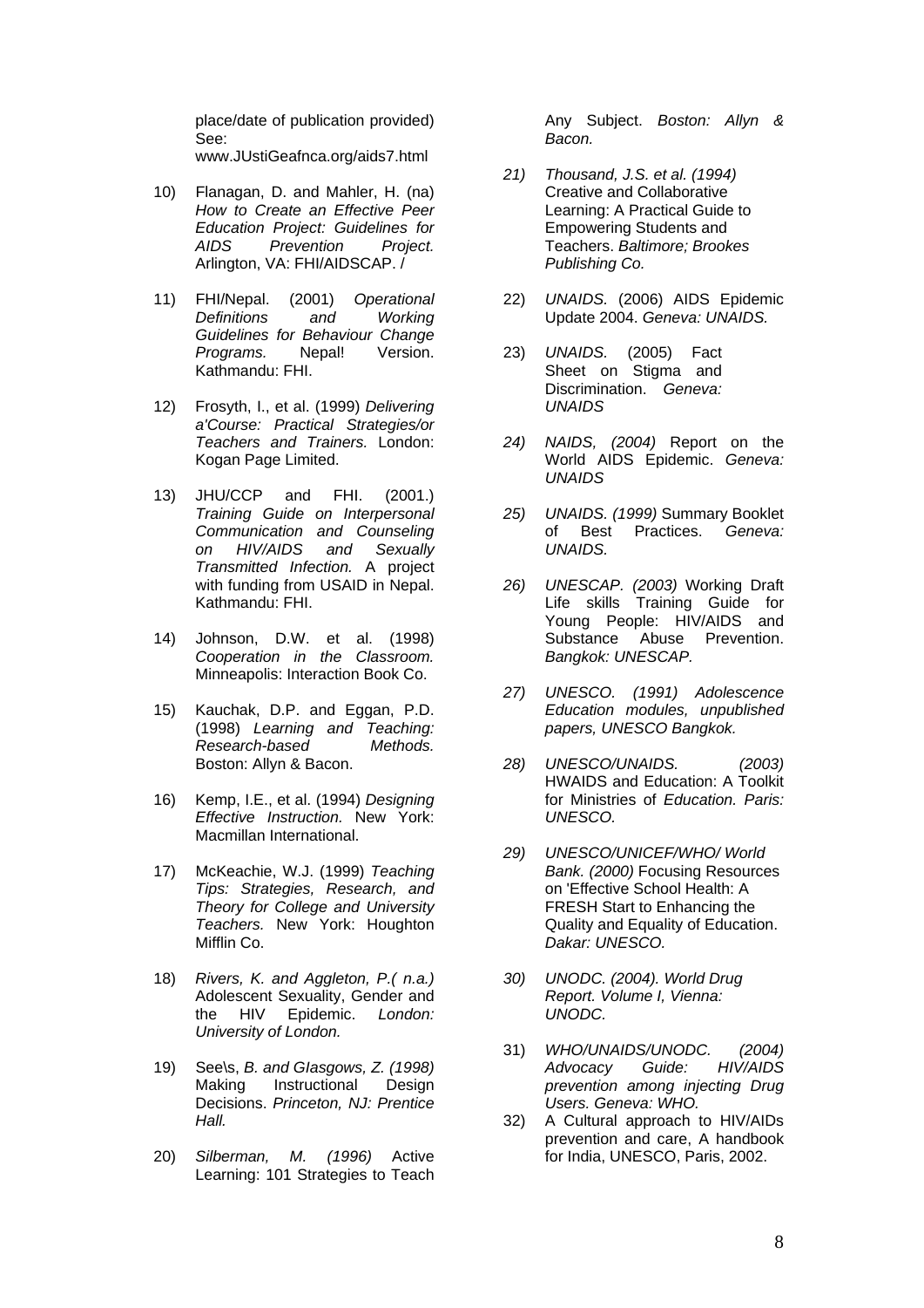place/date of publication provided) See: www.JUstiGeafnca.org/aids7.html

10) Flanagan, D. and Mahler, H. (na) *How to Create an Effective Peer Education Project: Guidelines for AIDS Prevention Project.* Arlington, VA: FHI/AIDSCAP. /

11) FHI/Nepal. (2001) *Operational Definitions and Working Guidelines for Behaviour Change Programs.* Nepal! Version. Kathmandu: FHI.

12) Frosyth, I., et al. (1999) *Delivering a'Course: Practical Strategies/or Teachers and Trainers.* London: Kogan Page Limited.

13) JHU/CCP and FHI. (2001.) *Training Guide on Interpersonal Communication and Counseling on HIV/AIDS and Sexually Transmitted Infection.* A project with funding from USAID in Nepal. Kathmandu: FHI.

14) Johnson, D.W. et al. (1998) *Cooperation in the Classroom.* Minneapolis: Interaction Book Co.

15) Kauchak, D.P. and Eggan, P.D. (1998) *Learning and Teaching: Research-based Methods.* Boston: Allyn & Bacon.

16) Kemp, I.E., et al. (1994) *Designing Effective Instruction.* New York: Macmillan International.

17) McKeachie, W.J. (1999) *Teaching Tips: Strategies, Research, and Theory for College and University Teachers.* New York: Houghton Mifflin Co.

18) *Rivers, K. and Aggleton, P.( n.a.)* Adolescent Sexuality, Gender and the HIV Epidemic. *London: University of London.*

19) See\s, *B. and GIasgows, Z. (1998)* Making Instructional Design Decisions. *Princeton, NJ: Prentice Hall.*

20) *Silberman, M. (1996)* Active Learning: 101 Strategies to Teach Any Subject. *Boston: Allyn & Bacon.*

21) *Thousand, J.S. et al. (1994)* Creative and Collaborative Learning: A Practical Guide to Empowering Students and Teachers. *Baltimore; Brookes Publishing Co.*

22) *UNAIDS.* (2006) AIDS Epidemic Update 2004. *Geneva: UNAIDS.*

23) *UNAIDS.* (2005) Fact Sheet on Stigma and Discrimination. *Geneva: UNAIDS*

24) *NAIDS, (2004)* Report on the World AIDS Epidemic. *Geneva: UNAIDS*

25) *UNAIDS. (1999)* Summary Booklet of Best Practices. *Geneva: UNAIDS.*

26) *UNESCAP. (2003)* Working Draft Life skills Training Guide for Young People: HIV/AIDS and Substance Abuse Prevention. *Bangkok: UNESCAP.*

27) *UNESCO. (1991) Adolescence Education modules, unpublished papers, UNESCO Bangkok.*

28) *UNESCO/UNAIDS. (2003)* HWAIDS and Education: A Toolkit for Ministries of *Education. Paris: UNESCO.*

29) *UNESCO/UNICEF/WHO/ World Bank. (2000)* Focusing Resources on 'Effective School Health: A FRESH Start to Enhancing the Quality and Equality of Education. *Dakar: UNESCO.*

30) *UNODC. (2004). World Drug Report. Volume I, Vienna: UNODC.*

31) *WHO/UNAIDS/UNODC. (2004) Advocacy Guide: HIV/AIDS prevention among injecting Drug Users. Geneva: WHO.*

32) A Cultural approach to HIV/AIDs prevention and care, A handbook for India, UNESCO, Paris, 2002.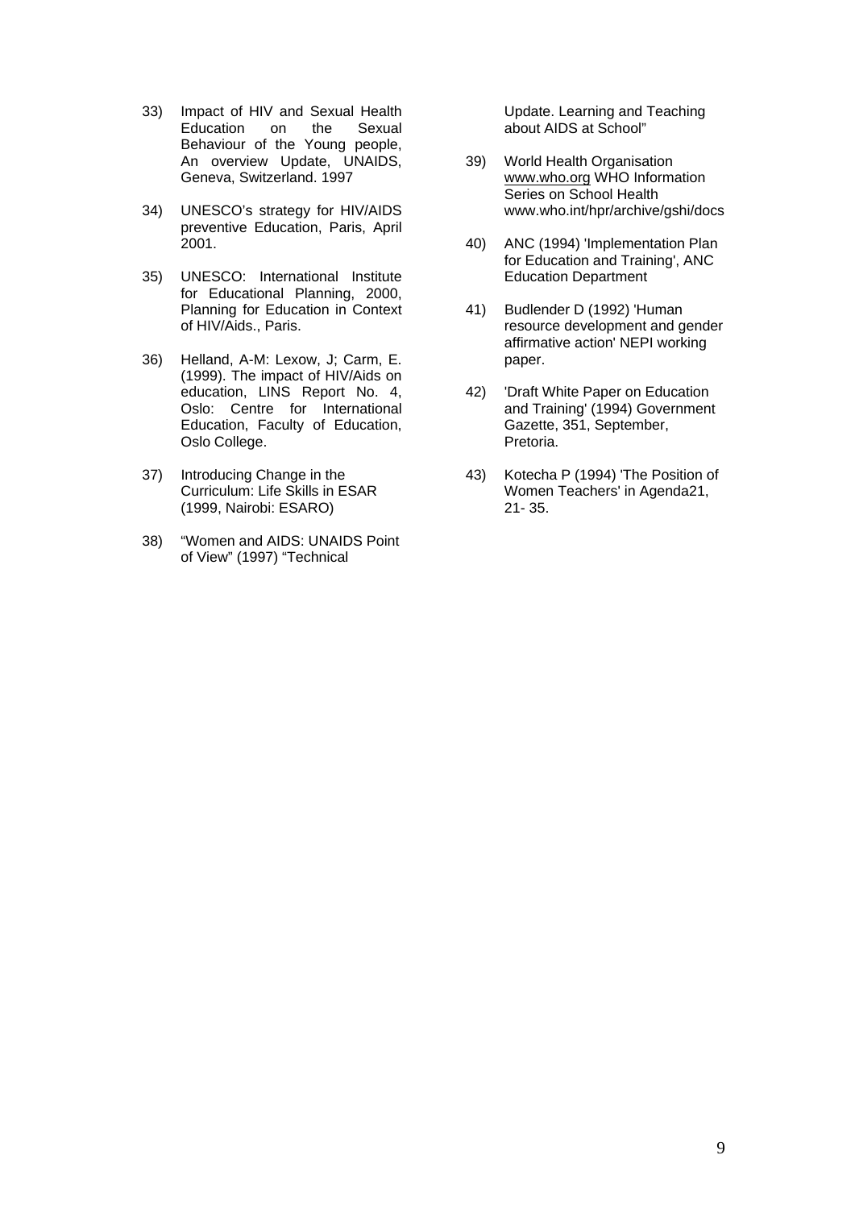33) Impact of HIV and Sexual Health Education on the Sexual Behaviour of the Young people, An overview Update, UNAIDS, Geneva, Switzerland. 1997

34) UNESCO's strategy for HIV/AIDS preventive Education, Paris, April 2001.

35) UNESCO: International Institute for Educational Planning, 2000, Planning for Education in Context of HIV/Aids., Paris.

36) Helland, A-M: Lexow, J; Carm, E. (1999). The impact of HIV/Aids on education, LINS Report No. 4, Oslo: Centre for International Education, Faculty of Education, Oslo College.

37) Introducing Change in the Curriculum: Life Skills in ESAR (1999, Nairobi: ESARO)

38) "Women and AIDS: UNAIDS Point of View" (1997) "Technical Update. Learning and Teaching about AIDS at School"

39) World Health Organisation www.who.org WHO Information Series on School Health www.who.int/hpr/archive/gshi/docs

40) ANC (1994) 'Implementation Plan for Education and Training', ANC Education Department

41) Budlender D (1992) 'Human resource development and gender affirmative action' NEPI working paper.

42) 'Draft White Paper on Education and Training' (1994) Government Gazette, 351, September, Pretoria.

43) Kotecha P (1994) 'The Position of Women Teachers' in Agenda21, 21- 35.